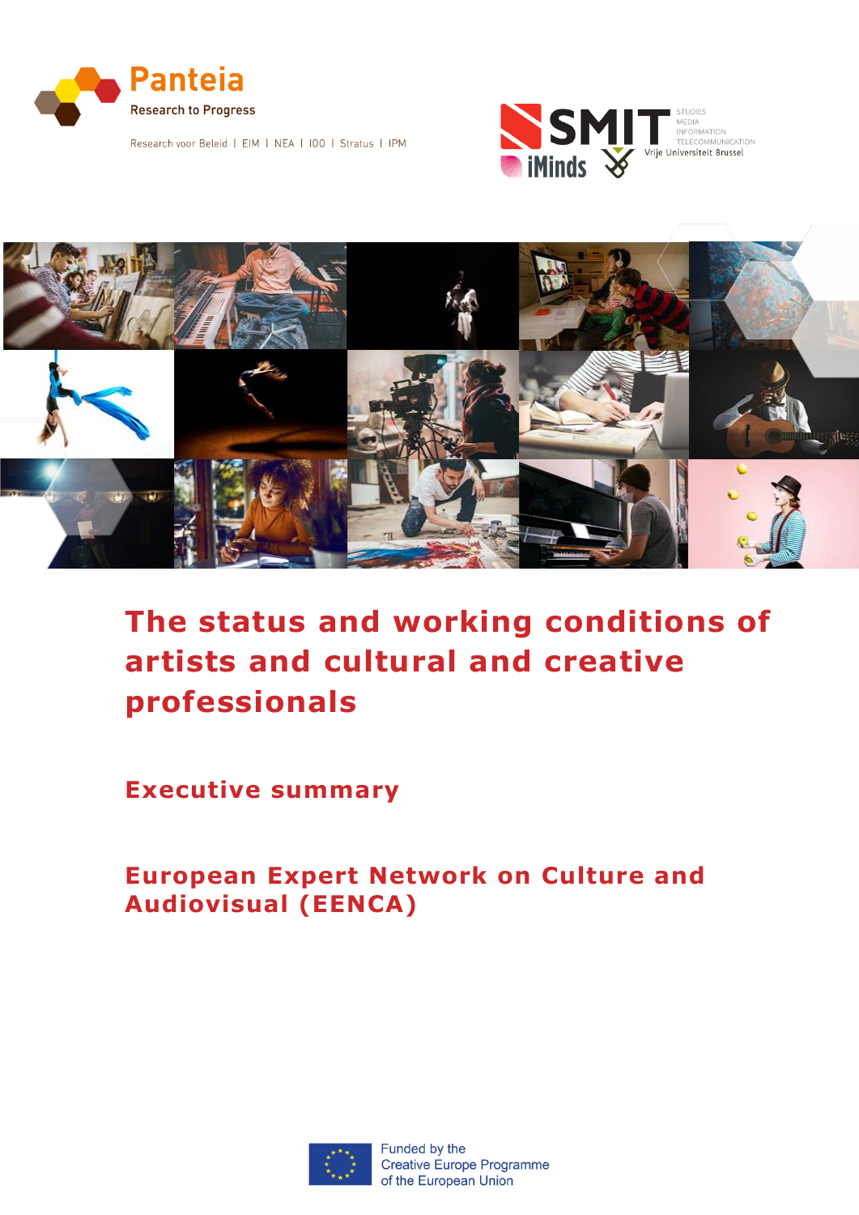Panteia

Research to Progress

Research voor Beleid | EIM | NEA | IOO | Stratus | IPM

SMIT

STUDIES MEDIA INFORMATION TELECOMMUNICATION

iMinds

Vrije Universiteit Brussel

# The status and working conditions of artists and cultural and creative professionals

## Executive summary

## European Expert Network on Culture and Audiovisual (EENCA)

Funded by the Creative Europe Programme of the European Union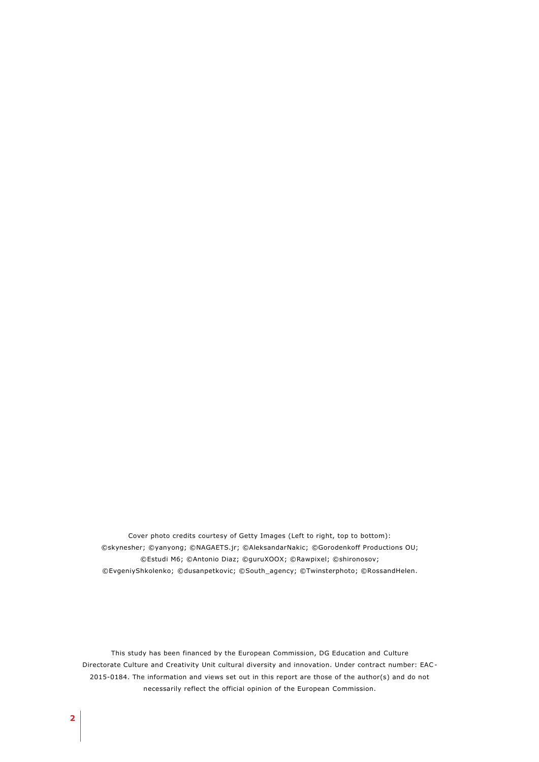Cover photo credits courtesy of Getty Images (Left to right, top to bottom): ©skynesher; ©yanyong; ©NAGAETS.jr; ©AleksandarNakic; ©Gorodenkoff Productions OU; ©Estudi M6; ©Antonio Diaz; ©guruXOOX; ©Rawpixel; ©shironosov; ©EvgeniyShkolenko; ©dusanpetkovic; ©South_agency; ©Twinsterphoto; ©RossandHelen.

This study has been financed by the European Commission, DG Education and Culture Directorate Culture and Creativity Unit cultural diversity and innovation. Under contract number: EAC-2015-0184. The information and views set out in this report are those of the author(s) and do not necessarily reflect the official opinion of the European Commission.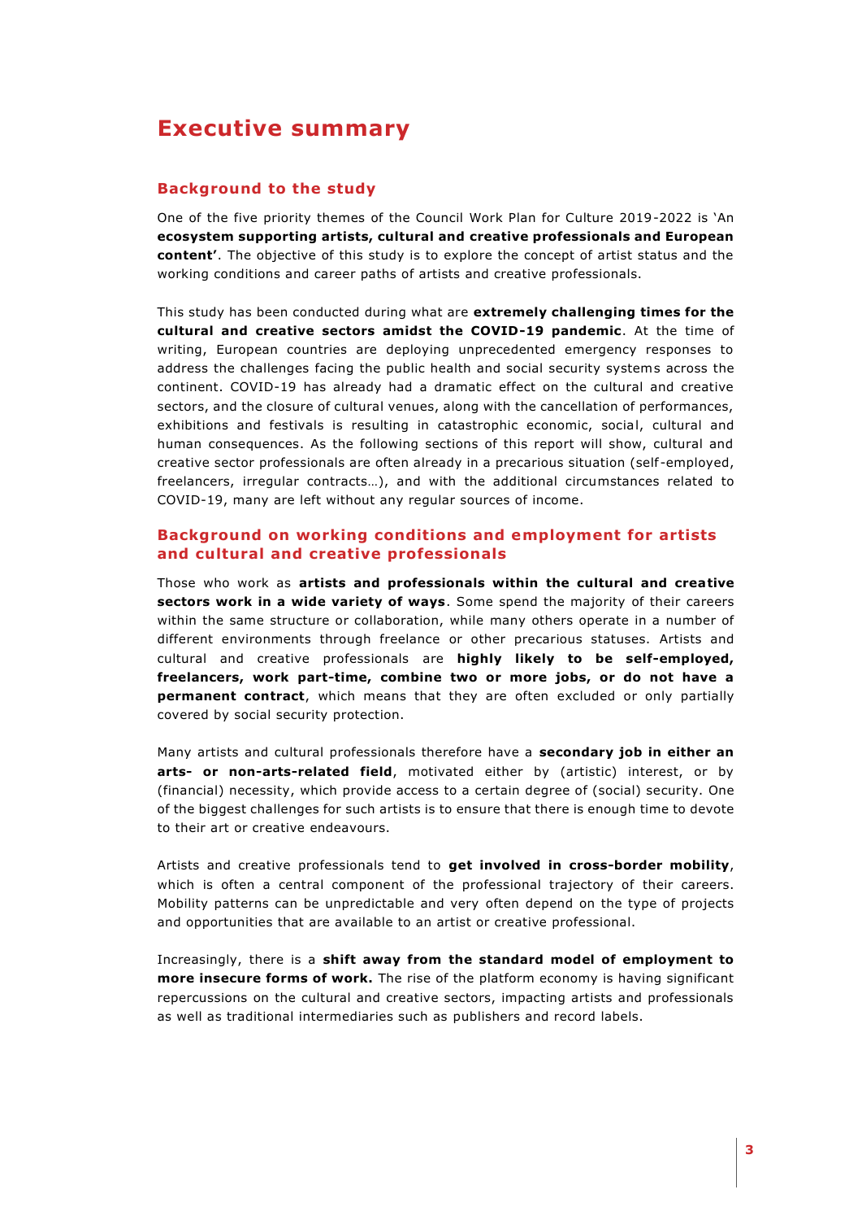# Executive summary

## Background to the study

One of the five priority themes of the Council Work Plan for Culture 2019-2022 is 'An **ecosystem supporting artists, cultural and creative professionals and European content'**. The objective of this study is to explore the concept of artist status and the working conditions and career paths of artists and creative professionals.

This study has been conducted during what are **extremely challenging times for the cultural and creative sectors amidst the COVID-19 pandemic**. At the time of writing, European countries are deploying unprecedented emergency responses to address the challenges facing the public health and social security systems across the continent. COVID-19 has already had a dramatic effect on the cultural and creative sectors, and the closure of cultural venues, along with the cancellation of performances, exhibitions and festivals is resulting in catastrophic economic, social, cultural and human consequences. As the following sections of this report will show, cultural and creative sector professionals are often already in a precarious situation (self-employed, freelancers, irregular contracts…), and with the additional circumstances related to COVID-19, many are left without any regular sources of income.

## Background on working conditions and employment for artists and cultural and creative professionals

Those who work as **artists and professionals within the cultural and creative sectors work in a wide variety of ways**. Some spend the majority of their careers within the same structure or collaboration, while many others operate in a number of different environments through freelance or other precarious statuses. Artists and cultural and creative professionals are **highly likely to be self-employed, freelancers, work part-time, combine two or more jobs, or do not have a permanent contract**, which means that they are often excluded or only partially covered by social security protection.

Many artists and cultural professionals therefore have a **secondary job in either an arts- or non-arts-related field**, motivated either by (artistic) interest, or by (financial) necessity, which provide access to a certain degree of (social) security. One of the biggest challenges for such artists is to ensure that there is enough time to devote to their art or creative endeavours.

Artists and creative professionals tend to **get involved in cross-border mobility**, which is often a central component of the professional trajectory of their careers. Mobility patterns can be unpredictable and very often depend on the type of projects and opportunities that are available to an artist or creative professional.

Increasingly, there is a **shift away from the standard model of employment to more insecure forms of work.** The rise of the platform economy is having significant repercussions on the cultural and creative sectors, impacting artists and professionals as well as traditional intermediaries such as publishers and record labels.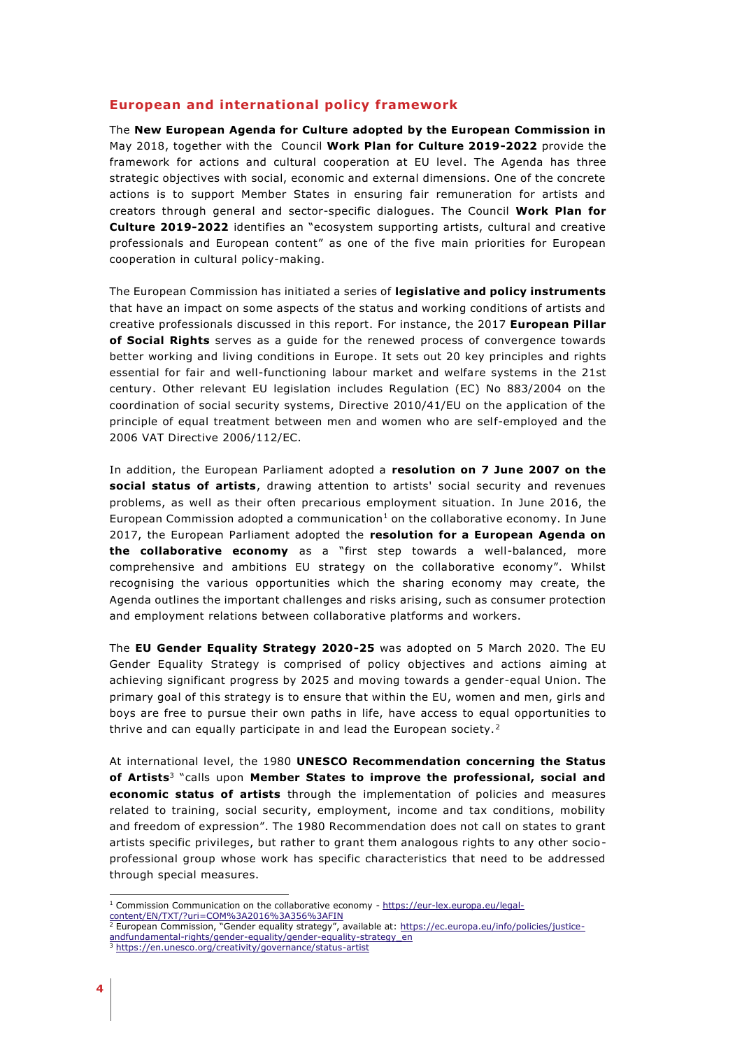## European and international policy framework

The **New European Agenda for Culture adopted by the European Commission in** May 2018, together with the Council **Work Plan for Culture 2019-2022** provide the framework for actions and cultural cooperation at EU level. The Agenda has three strategic objectives with social, economic and external dimensions. One of the concrete actions is to support Member States in ensuring fair remuneration for artists and creators through general and sector-specific dialogues. The Council **Work Plan for Culture 2019-2022** identifies an "ecosystem supporting artists, cultural and creative professionals and European content" as one of the five main priorities for European cooperation in cultural policy-making.

The European Commission has initiated a series of **legislative and policy instruments** that have an impact on some aspects of the status and working conditions of artists and creative professionals discussed in this report. For instance, the 2017 **European Pillar of Social Rights** serves as a guide for the renewed process of convergence towards better working and living conditions in Europe. It sets out 20 key principles and rights essential for fair and well-functioning labour market and welfare systems in the 21st century. Other relevant EU legislation includes Regulation (EC) No 883/2004 on the coordination of social security systems, Directive 2010/41/EU on the application of the principle of equal treatment between men and women who are self-employed and the 2006 VAT Directive 2006/112/EC.

In addition, the European Parliament adopted a **resolution on 7 June 2007 on the social status of artists**, drawing attention to artists' social security and revenues problems, as well as their often precarious employment situation. In June 2016, the European Commission adopted a communication[1] on the collaborative economy. In June 2017, the European Parliament adopted the **resolution for a European Agenda on the collaborative economy** as a "first step towards a well-balanced, more comprehensive and ambitions EU strategy on the collaborative economy". Whilst recognising the various opportunities which the sharing economy may create, the Agenda outlines the important challenges and risks arising, such as consumer protection and employment relations between collaborative platforms and workers.

The **EU Gender Equality Strategy 2020-25** was adopted on 5 March 2020. The EU Gender Equality Strategy is comprised of policy objectives and actions aiming at achieving significant progress by 2025 and moving towards a gender-equal Union. The primary goal of this strategy is to ensure that within the EU, women and men, girls and boys are free to pursue their own paths in life, have access to equal opportunities to thrive and can equally participate in and lead the European society.[2]

At international level, the 1980 **UNESCO Recommendation concerning the Status of Artists**[3] "calls upon **Member States to improve the professional, social and economic status of artists** through the implementation of policies and measures related to training, social security, employment, income and tax conditions, mobility and freedom of expression". The 1980 Recommendation does not call on states to grant artists specific privileges, but rather to grant them analogous rights to any other socio-professional group whose work has specific characteristics that need to be addressed through special measures.

---

[1] Commission Communication on the collaborative economy - https://eur-lex.europa.eu/legal-content/EN/TXT/?uri=COM%3A2016%3A356%3AFIN

[2] European Commission, "Gender equality strategy", available at: https://ec.europa.eu/info/policies/justice-andfundamental-rights/gender-equality/gender-equality-strategy_en

[3] https://en.unesco.org/creativity/governance/status-artist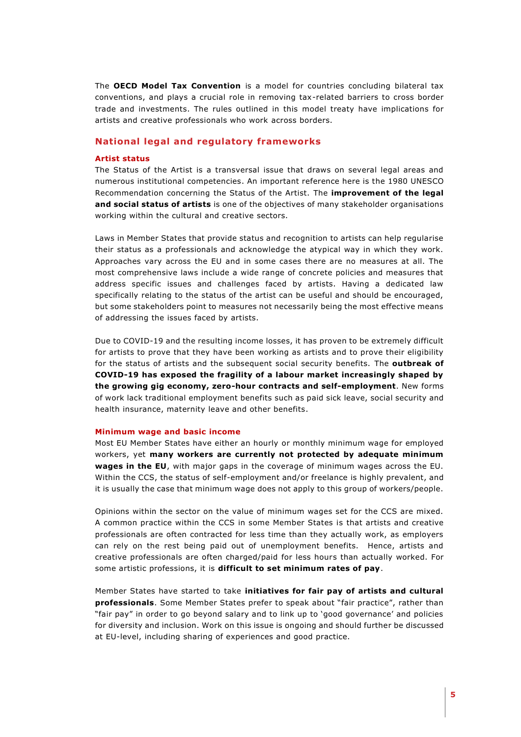The **OECD Model Tax Convention** is a model for countries concluding bilateral tax conventions, and plays a crucial role in removing tax-related barriers to cross border trade and investments. The rules outlined in this model treaty have implications for artists and creative professionals who work across borders.

## National legal and regulatory frameworks

### Artist status

The Status of the Artist is a transversal issue that draws on several legal areas and numerous institutional competencies. An important reference here is the 1980 UNESCO Recommendation concerning the Status of the Artist. The **improvement of the legal and social status of artists** is one of the objectives of many stakeholder organisations working within the cultural and creative sectors.

Laws in Member States that provide status and recognition to artists can help regularise their status as a professionals and acknowledge the atypical way in which they work. Approaches vary across the EU and in some cases there are no measures at all. The most comprehensive laws include a wide range of concrete policies and measures that address specific issues and challenges faced by artists. Having a dedicated law specifically relating to the status of the artist can be useful and should be encouraged, but some stakeholders point to measures not necessarily being the most effective means of addressing the issues faced by artists.

Due to COVID-19 and the resulting income losses, it has proven to be extremely difficult for artists to prove that they have been working as artists and to prove their eligibility for the status of artists and the subsequent social security benefits. The **outbreak of COVID-19 has exposed the fragility of a labour market increasingly shaped by the growing gig economy, zero-hour contracts and self-employment**. New forms of work lack traditional employment benefits such as paid sick leave, social security and health insurance, maternity leave and other benefits.

### Minimum wage and basic income

Most EU Member States have either an hourly or monthly minimum wage for employed workers, yet **many workers are currently not protected by adequate minimum wages in the EU**, with major gaps in the coverage of minimum wages across the EU. Within the CCS, the status of self-employment and/or freelance is highly prevalent, and it is usually the case that minimum wage does not apply to this group of workers/people.

Opinions within the sector on the value of minimum wages set for the CCS are mixed. A common practice within the CCS in some Member States is that artists and creative professionals are often contracted for less time than they actually work, as employers can rely on the rest being paid out of unemployment benefits. Hence, artists and creative professionals are often charged/paid for less hours than actually worked. For some artistic professions, it is **difficult to set minimum rates of pay**.

Member States have started to take **initiatives for fair pay of artists and cultural professionals**. Some Member States prefer to speak about "fair practice", rather than "fair pay" in order to go beyond salary and to link up to 'good governance' and policies for diversity and inclusion. Work on this issue is ongoing and should further be discussed at EU-level, including sharing of experiences and good practice.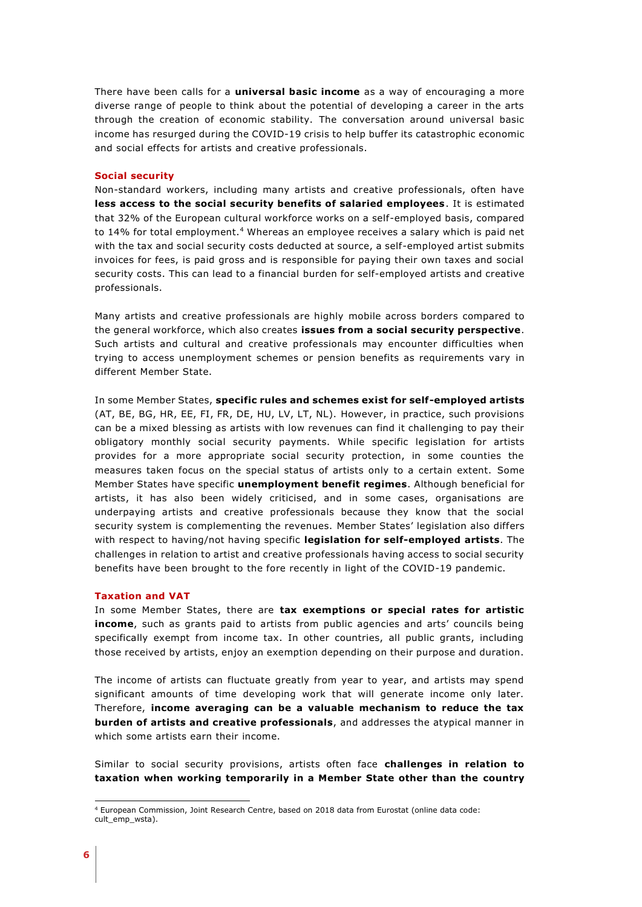There have been calls for a **universal basic income** as a way of encouraging a more diverse range of people to think about the potential of developing a career in the arts through the creation of economic stability. The conversation around universal basic income has resurged during the COVID-19 crisis to help buffer its catastrophic economic and social effects for artists and creative professionals.

### Social security

Non-standard workers, including many artists and creative professionals, often have **less access to the social security benefits of salaried employees**. It is estimated that 32% of the European cultural workforce works on a self-employed basis, compared to 14% for total employment.[4] Whereas an employee receives a salary which is paid net with the tax and social security costs deducted at source, a self-employed artist submits invoices for fees, is paid gross and is responsible for paying their own taxes and social security costs. This can lead to a financial burden for self-employed artists and creative professionals.

Many artists and creative professionals are highly mobile across borders compared to the general workforce, which also creates **issues from a social security perspective**. Such artists and cultural and creative professionals may encounter difficulties when trying to access unemployment schemes or pension benefits as requirements vary in different Member State.

In some Member States, **specific rules and schemes exist for self-employed artists** (AT, BE, BG, HR, EE, FI, FR, DE, HU, LV, LT, NL). However, in practice, such provisions can be a mixed blessing as artists with low revenues can find it challenging to pay their obligatory monthly social security payments. While specific legislation for artists provides for a more appropriate social security protection, in some counties the measures taken focus on the special status of artists only to a certain extent. Some Member States have specific **unemployment benefit regimes**. Although beneficial for artists, it has also been widely criticised, and in some cases, organisations are underpaying artists and creative professionals because they know that the social security system is complementing the revenues. Member States' legislation also differs with respect to having/not having specific **legislation for self-employed artists**. The challenges in relation to artist and creative professionals having access to social security benefits have been brought to the fore recently in light of the COVID-19 pandemic.

### Taxation and VAT

In some Member States, there are **tax exemptions or special rates for artistic income**, such as grants paid to artists from public agencies and arts' councils being specifically exempt from income tax. In other countries, all public grants, including those received by artists, enjoy an exemption depending on their purpose and duration.

The income of artists can fluctuate greatly from year to year, and artists may spend significant amounts of time developing work that will generate income only later. Therefore, **income averaging can be a valuable mechanism to reduce the tax burden of artists and creative professionals**, and addresses the atypical manner in which some artists earn their income.

Similar to social security provisions, artists often face **challenges in relation to taxation when working temporarily in a Member State other than the country**

---

[4] European Commission, Joint Research Centre, based on 2018 data from Eurostat (online data code: cult_emp_wsta).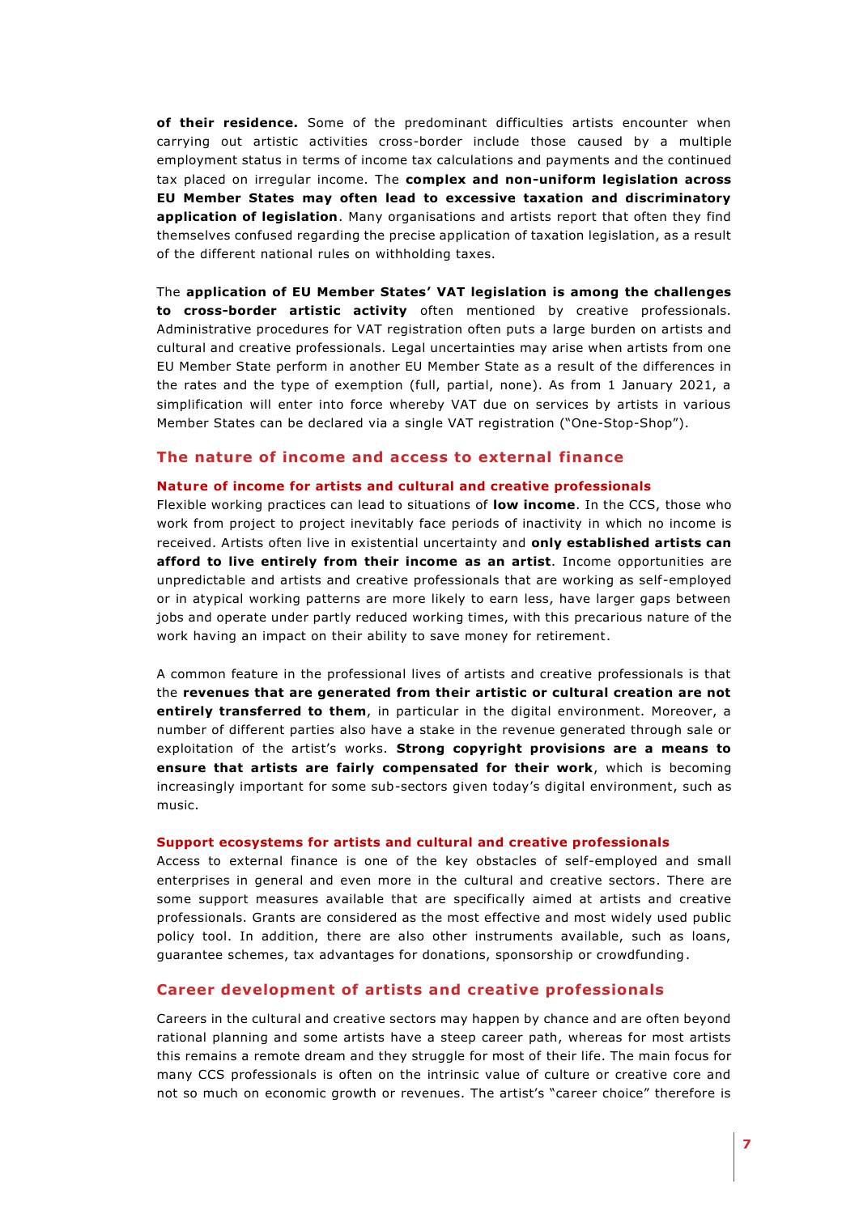**of their residence.** Some of the predominant difficulties artists encounter when carrying out artistic activities cross-border include those caused by a multiple employment status in terms of income tax calculations and payments and the continued tax placed on irregular income. The **complex and non-uniform legislation across EU Member States may often lead to excessive taxation and discriminatory application of legislation**. Many organisations and artists report that often they find themselves confused regarding the precise application of taxation legislation, as a result of the different national rules on withholding taxes.

The **application of EU Member States' VAT legislation is among the challenges to cross-border artistic activity** often mentioned by creative professionals. Administrative procedures for VAT registration often puts a large burden on artists and cultural and creative professionals. Legal uncertainties may arise when artists from one EU Member State perform in another EU Member State as a result of the differences in the rates and the type of exemption (full, partial, none). As from 1 January 2021, a simplification will enter into force whereby VAT due on services by artists in various Member States can be declared via a single VAT registration ("One-Stop-Shop").

## The nature of income and access to external finance

### Nature of income for artists and cultural and creative professionals

Flexible working practices can lead to situations of **low income**. In the CCS, those who work from project to project inevitably face periods of inactivity in which no income is received. Artists often live in existential uncertainty and **only established artists can afford to live entirely from their income as an artist**. Income opportunities are unpredictable and artists and creative professionals that are working as self-employed or in atypical working patterns are more likely to earn less, have larger gaps between jobs and operate under partly reduced working times, with this precarious nature of the work having an impact on their ability to save money for retirement.

A common feature in the professional lives of artists and creative professionals is that the **revenues that are generated from their artistic or cultural creation are not entirely transferred to them**, in particular in the digital environment. Moreover, a number of different parties also have a stake in the revenue generated through sale or exploitation of the artist's works. **Strong copyright provisions are a means to ensure that artists are fairly compensated for their work**, which is becoming increasingly important for some sub-sectors given today's digital environment, such as music.

### Support ecosystems for artists and cultural and creative professionals

Access to external finance is one of the key obstacles of self-employed and small enterprises in general and even more in the cultural and creative sectors. There are some support measures available that are specifically aimed at artists and creative professionals. Grants are considered as the most effective and most widely used public policy tool. In addition, there are also other instruments available, such as loans, guarantee schemes, tax advantages for donations, sponsorship or crowdfunding.

## Career development of artists and creative professionals

Careers in the cultural and creative sectors may happen by chance and are often beyond rational planning and some artists have a steep career path, whereas for most artists this remains a remote dream and they struggle for most of their life. The main focus for many CCS professionals is often on the intrinsic value of culture or creative core and not so much on economic growth or revenues. The artist's "career choice" therefore is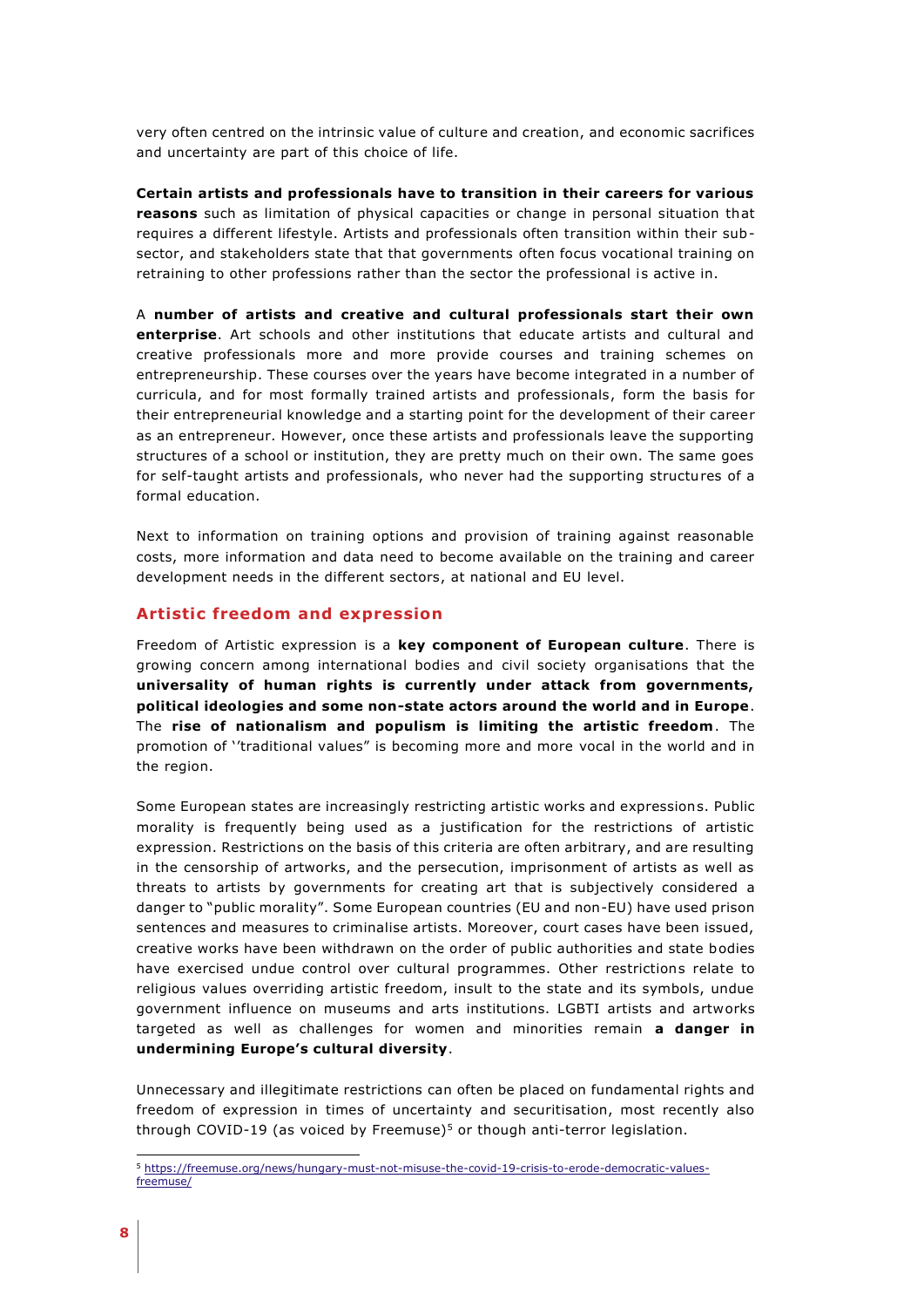very often centred on the intrinsic value of culture and creation, and economic sacrifices and uncertainty are part of this choice of life.

**Certain artists and professionals have to transition in their careers for various reasons** such as limitation of physical capacities or change in personal situation that requires a different lifestyle. Artists and professionals often transition within their sub-sector, and stakeholders state that that governments often focus vocational training on retraining to other professions rather than the sector the professional is active in.

A **number of artists and creative and cultural professionals start their own enterprise**. Art schools and other institutions that educate artists and cultural and creative professionals more and more provide courses and training schemes on entrepreneurship. These courses over the years have become integrated in a number of curricula, and for most formally trained artists and professionals, form the basis for their entrepreneurial knowledge and a starting point for the development of their career as an entrepreneur. However, once these artists and professionals leave the supporting structures of a school or institution, they are pretty much on their own. The same goes for self-taught artists and professionals, who never had the supporting structures of a formal education.

Next to information on training options and provision of training against reasonable costs, more information and data need to become available on the training and career development needs in the different sectors, at national and EU level.

## Artistic freedom and expression

Freedom of Artistic expression is a **key component of European culture**. There is growing concern among international bodies and civil society organisations that the **universality of human rights is currently under attack from governments, political ideologies and some non-state actors around the world and in Europe**. The **rise of nationalism and populism is limiting the artistic freedom**. The promotion of ''traditional values" is becoming more and more vocal in the world and in the region.

Some European states are increasingly restricting artistic works and expressions. Public morality is frequently being used as a justification for the restrictions of artistic expression. Restrictions on the basis of this criteria are often arbitrary, and are resulting in the censorship of artworks, and the persecution, imprisonment of artists as well as threats to artists by governments for creating art that is subjectively considered a danger to "public morality". Some European countries (EU and non-EU) have used prison sentences and measures to criminalise artists. Moreover, court cases have been issued, creative works have been withdrawn on the order of public authorities and state bodies have exercised undue control over cultural programmes. Other restrictions relate to religious values overriding artistic freedom, insult to the state and its symbols, undue government influence on museums and arts institutions. LGBTI artists and artworks targeted as well as challenges for women and minorities remain **a danger in undermining Europe's cultural diversity**.

Unnecessary and illegitimate restrictions can often be placed on fundamental rights and freedom of expression in times of uncertainty and securitisation, most recently also through COVID-19 (as voiced by Freemuse)[5] or though anti-terror legislation.

[5] https://freemuse.org/news/hungary-must-not-misuse-the-covid-19-crisis-to-erode-democratic-values-freemuse/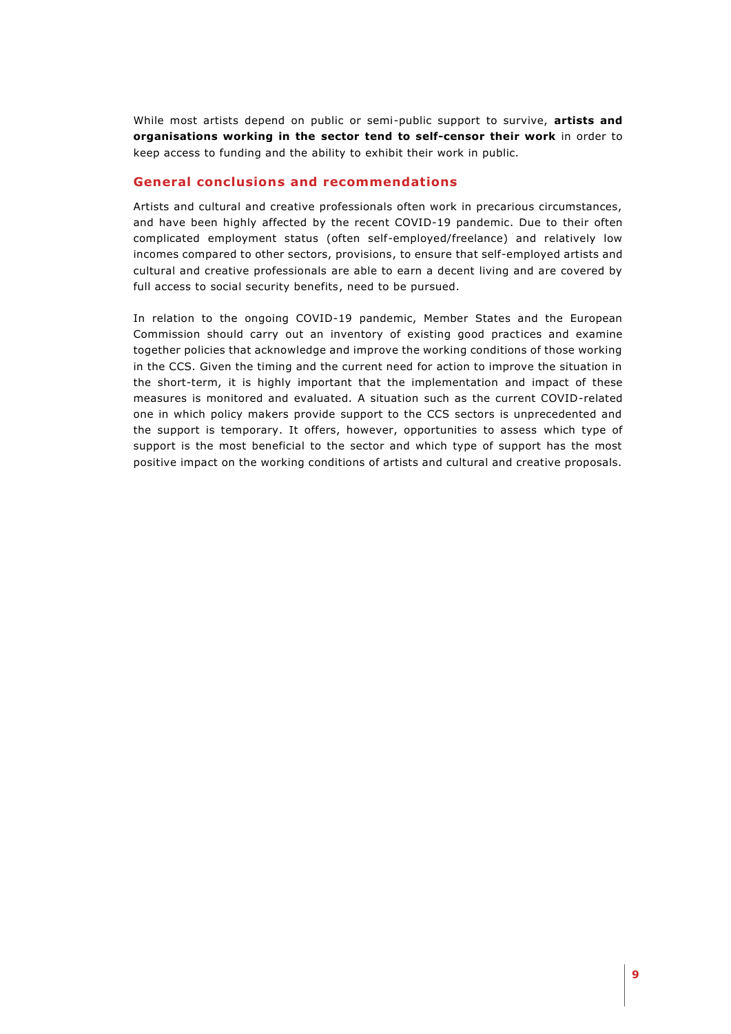While most artists depend on public or semi-public support to survive, **artists and organisations working in the sector tend to self-censor their work** in order to keep access to funding and the ability to exhibit their work in public.

## General conclusions and recommendations

Artists and cultural and creative professionals often work in precarious circumstances, and have been highly affected by the recent COVID-19 pandemic. Due to their often complicated employment status (often self-employed/freelance) and relatively low incomes compared to other sectors, provisions, to ensure that self-employed artists and cultural and creative professionals are able to earn a decent living and are covered by full access to social security benefits, need to be pursued.

In relation to the ongoing COVID-19 pandemic, Member States and the European Commission should carry out an inventory of existing good practices and examine together policies that acknowledge and improve the working conditions of those working in the CCS. Given the timing and the current need for action to improve the situation in the short-term, it is highly important that the implementation and impact of these measures is monitored and evaluated. A situation such as the current COVID-related one in which policy makers provide support to the CCS sectors is unprecedented and the support is temporary. It offers, however, opportunities to assess which type of support is the most beneficial to the sector and which type of support has the most positive impact on the working conditions of artists and cultural and creative proposals.